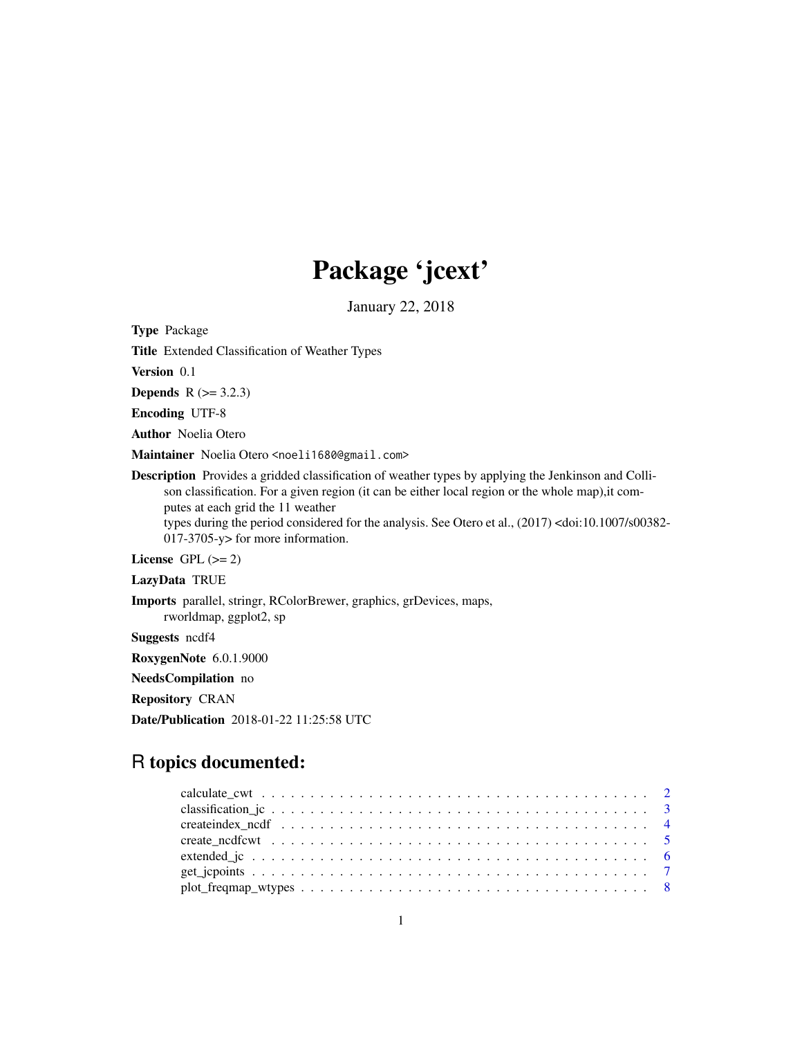# Package 'jcext'

January 22, 2018

**Type** Package

**Title** Extended Classification of Weather Types

**Version** 0.1

**Depends** R (>= 3.2.3)

**Encoding** UTF-8

**Author** Noelia Otero

**Maintainer** Noelia Otero <noeli1680@gmail.com>

**Description** Provides a gridded classification of weather types by applying the Jenkinson and Collison classification. For a given region (it can be either local region or the whole map),it computes at each grid the 11 weather types during the period considered for the analysis. See Otero et al., (2017) <doi:10.1007/s00382-017-3705-y> for more information.

**License** GPL (>= 2)

**LazyData** TRUE

**Imports** parallel, stringr, RColorBrewer, graphics, grDevices, maps, rworldmap, ggplot2, sp

**Suggests** ncdf4

**RoxygenNote** 6.0.1.9000

**NeedsCompilation** no

**Repository** CRAN

**Date/Publication** 2018-01-22 11:25:58 UTC

## R topics documented:

- calculate_cwt . . . . . . . . . . . . . . . . . . . . . . . . . . . . . . . . . . . . . . . . 2
- classification_jc . . . . . . . . . . . . . . . . . . . . . . . . . . . . . . . . . . . . . . . 3
- createindex_ncdf . . . . . . . . . . . . . . . . . . . . . . . . . . . . . . . . . . . . . . . 4
- create_ncdfcwt . . . . . . . . . . . . . . . . . . . . . . . . . . . . . . . . . . . . . . . . 5
- extended_jc . . . . . . . . . . . . . . . . . . . . . . . . . . . . . . . . . . . . . . . . . 6
- get_jcpoints . . . . . . . . . . . . . . . . . . . . . . . . . . . . . . . . . . . . . . . . . 7
- plot_freqmap_wtypes . . . . . . . . . . . . . . . . . . . . . . . . . . . . . . . . . . . . 8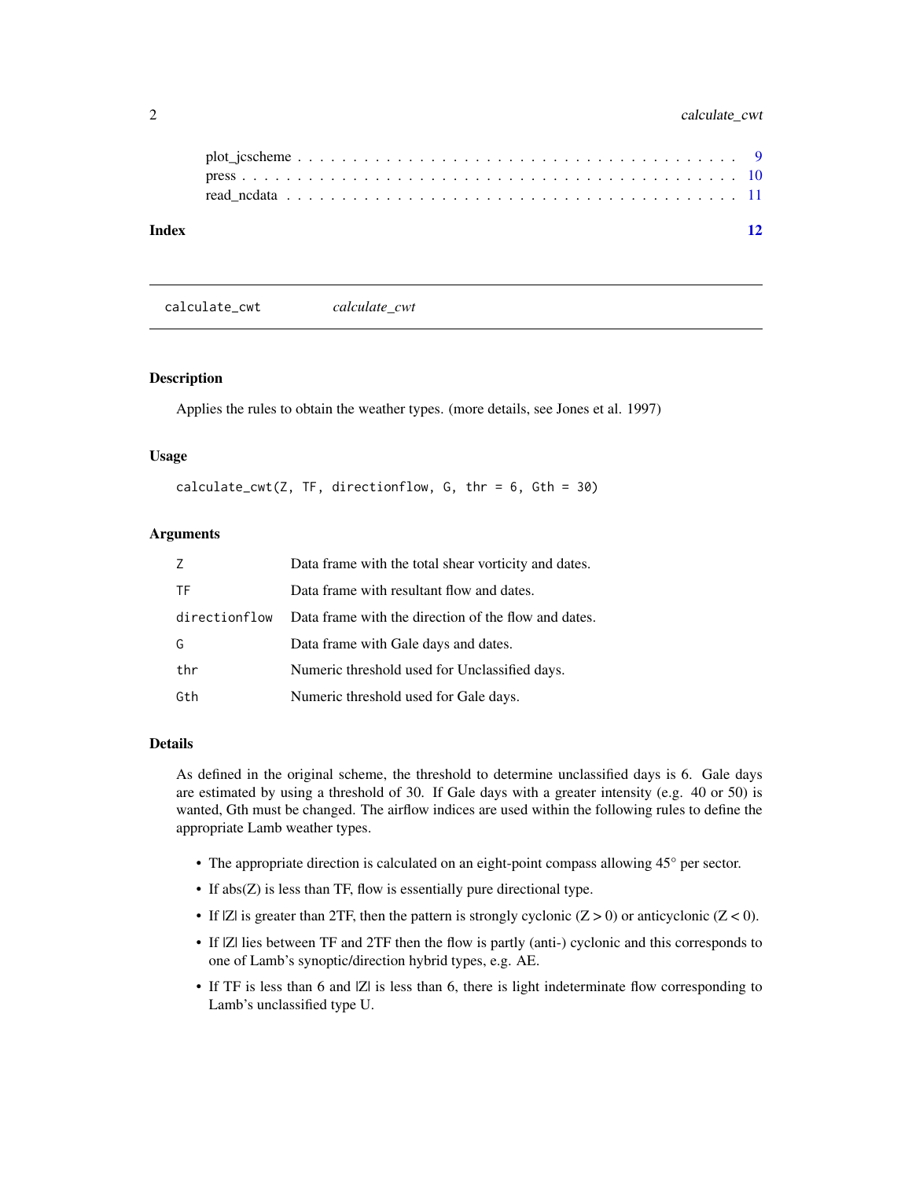plot_jcscheme . . . . . . . . . . . . . . . . . . . . . . . . . . . . . . . . . . . . 9
press . . . . . . . . . . . . . . . . . . . . . . . . . . . . . . . . . . . . . . . . 10
read_ncdata . . . . . . . . . . . . . . . . . . . . . . . . . . . . . . . . . . . . . 11

**Index** 12

---

## calculate_cwt — *calculate_cwt*

### Description

Applies the rules to obtain the weather types. (more details, see Jones et al. 1997)

### Usage

```
calculate_cwt(Z, TF, directionflow, G, thr = 6, Gth = 30)
```

### Arguments

| | |
|---|---|
| `Z` | Data frame with the total shear vorticity and dates. |
| `TF` | Data frame with resultant flow and dates. |
| `directionflow` | Data frame with the direction of the flow and dates. |
| `G` | Data frame with Gale days and dates. |
| `thr` | Numeric threshold used for Unclassified days. |
| `Gth` | Numeric threshold used for Gale days. |

### Details

As defined in the original scheme, the threshold to determine unclassified days is 6. Gale days are estimated by using a threshold of 30. If Gale days with a greater intensity (e.g. 40 or 50) is wanted, Gth must be changed. The airflow indices are used within the following rules to define the appropriate Lamb weather types.

- The appropriate direction is calculated on an eight-point compass allowing 45° per sector.
- If abs(Z) is less than TF, flow is essentially pure directional type.
- If $|Z|$ is greater than 2TF, then the pattern is strongly cyclonic ($Z > 0$) or anticyclonic ($Z < 0$).
- If $|Z|$ lies between TF and 2TF then the flow is partly (anti-) cyclonic and this corresponds to one of Lamb's synoptic/direction hybrid types, e.g. AE.
- If TF is less than 6 and $|Z|$ is less than 6, there is light indeterminate flow corresponding to Lamb's unclassified type U.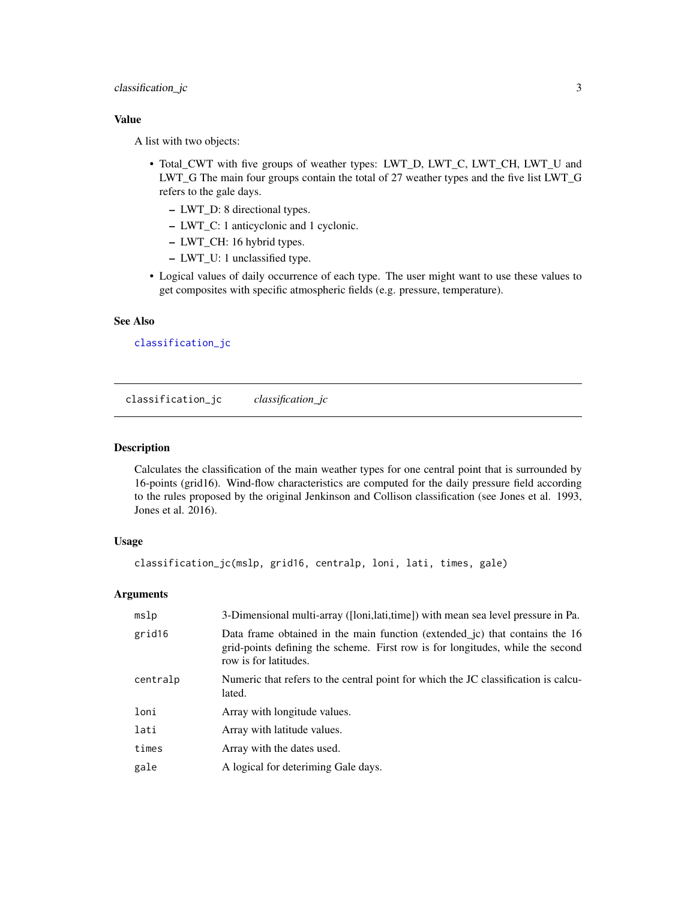### Value

A list with two objects:

- Total_CWT with five groups of weather types: LWT_D, LWT_C, LWT_CH, LWT_U and LWT_G The main four groups contain the total of 27 weather types and the five list LWT_G refers to the gale days.
  - LWT_D: 8 directional types.
  - LWT_C: 1 anticyclonic and 1 cyclonic.
  - LWT_CH: 16 hybrid types.
  - LWT_U: 1 unclassified type.
- Logical values of daily occurrence of each type. The user might want to use these values to get composites with specific atmospheric fields (e.g. pressure, temperature).

### See Also

classification_jc

---

## classification_jc    *classification_jc*

### Description

Calculates the classification of the main weather types for one central point that is surrounded by 16-points (grid16). Wind-flow characteristics are computed for the daily pressure field according to the rules proposed by the original Jenkinson and Collison classification (see Jones et al. 1993, Jones et al. 2016).

### Usage

```
classification_jc(mslp, grid16, centralp, loni, lati, times, gale)
```

### Arguments

| | |
|---|---|
| mslp | 3-Dimensional multi-array ([loni,lati,time]) with mean sea level pressure in Pa. |
| grid16 | Data frame obtained in the main function (extended_jc) that contains the 16 grid-points defining the scheme. First row is for longitudes, while the second row is for latitudes. |
| centralp | Numeric that refers to the central point for which the JC classification is calculated. |
| loni | Array with longitude values. |
| lati | Array with latitude values. |
| times | Array with the dates used. |
| gale | A logical for deteriming Gale days. |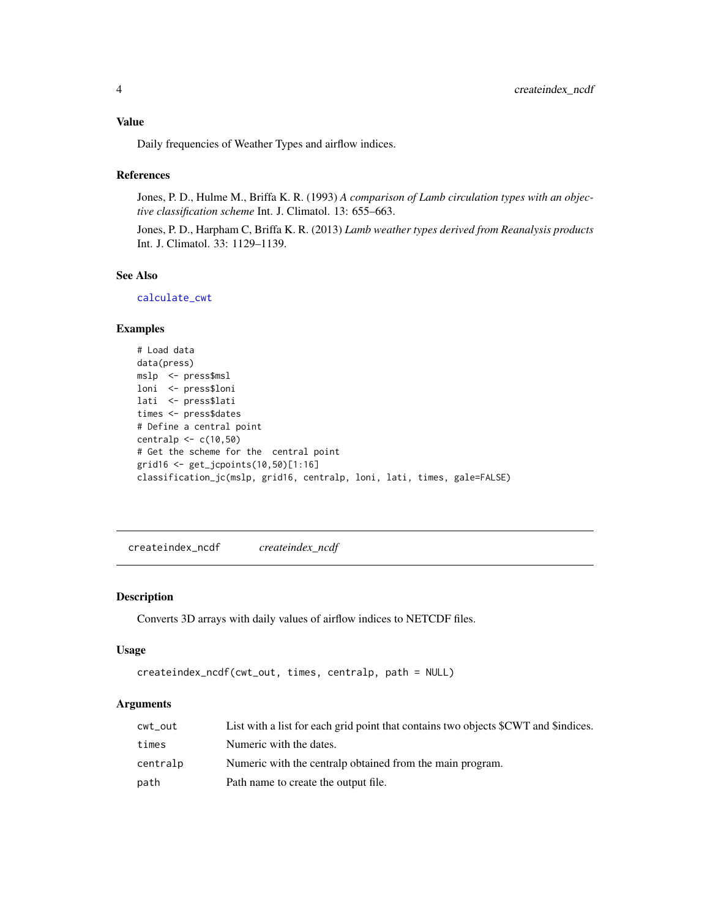### Value

Daily frequencies of Weather Types and airflow indices.

### References

Jones, P. D., Hulme M., Briffa K. R. (1993) *A comparison of Lamb circulation types with an objective classification scheme* Int. J. Climatol. 13: 655–663.

Jones, P. D., Harpham C, Briffa K. R. (2013) *Lamb weather types derived from Reanalysis products* Int. J. Climatol. 33: 1129–1139.

### See Also

calculate_cwt

### Examples

```
# Load data
data(press)
mslp  <- press$msl
loni  <- press$loni
lati  <- press$lati
times <- press$dates
# Define a central point
centralp <- c(10,50)
# Get the scheme for the  central point
grid16 <- get_jcpoints(10,50)[1:16]
classification_jc(mslp, grid16, centralp, loni, lati, times, gale=FALSE)
```

---

## createindex_ncdf *createindex_ncdf*

### Description

Converts 3D arrays with daily values of airflow indices to NETCDF files.

### Usage

```
createindex_ncdf(cwt_out, times, centralp, path = NULL)
```

### Arguments

| | |
|---|---|
| cwt_out | List with a list for each grid point that contains two objects $CWT and $indices. |
| times | Numeric with the dates. |
| centralp | Numeric with the centralp obtained from the main program. |
| path | Path name to create the output file. |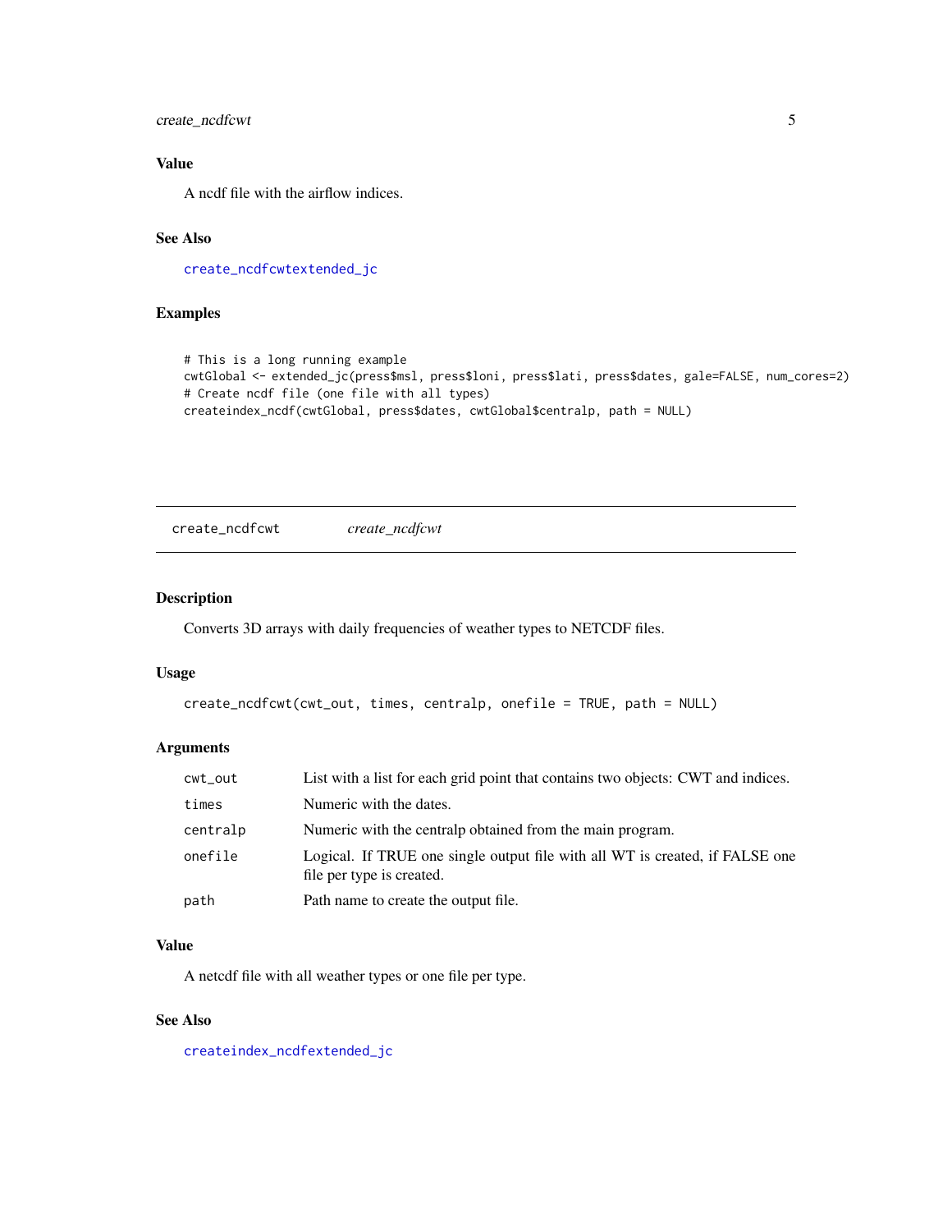### Value

A ncdf file with the airflow indices.

### See Also

create_ncdfcwtextended_jc

### Examples

```
# This is a long running example
cwtGlobal <- extended_jc(press$msl, press$loni, press$lati, press$dates, gale=FALSE, num_cores=2)
# Create ncdf file (one file with all types)
createindex_ncdf(cwtGlobal, press$dates, cwtGlobal$centralp, path = NULL)
```

---

## create_ncdfcwt *create_ncdfcwt*

---

### Description

Converts 3D arrays with daily frequencies of weather types to NETCDF files.

### Usage

```
create_ncdfcwt(cwt_out, times, centralp, onefile = TRUE, path = NULL)
```

### Arguments

| | |
|---|---|
| cwt_out | List with a list for each grid point that contains two objects: CWT and indices. |
| times | Numeric with the dates. |
| centralp | Numeric with the centralp obtained from the main program. |
| onefile | Logical. If TRUE one single output file with all WT is created, if FALSE one file per type is created. |
| path | Path name to create the output file. |

### Value

A netcdf file with all weather types or one file per type.

### See Also

createindex_ncdfextended_jc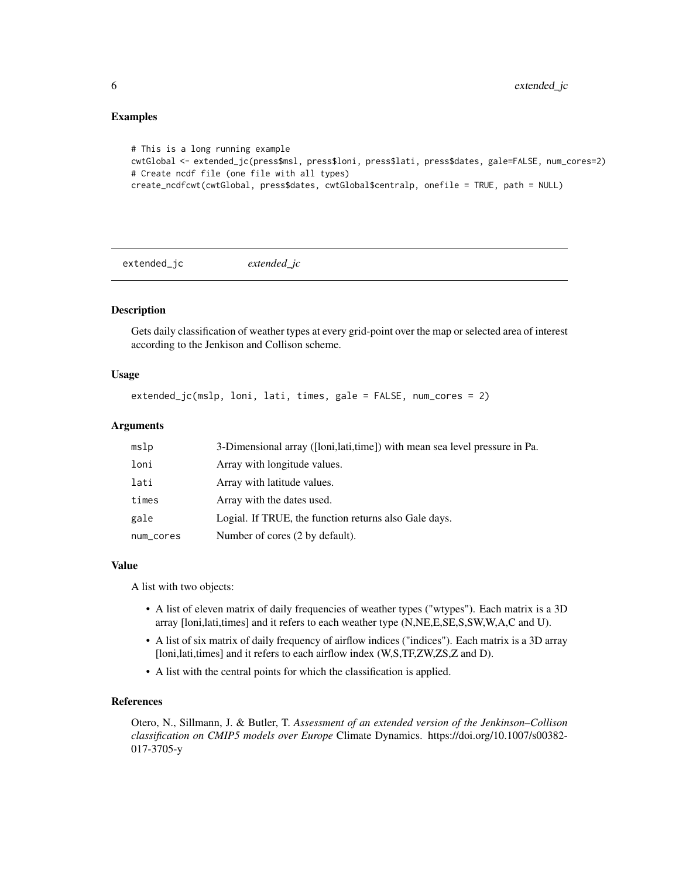## Examples

```
# This is a long running example
cwtGlobal <- extended_jc(press$msl, press$loni, press$lati, press$dates, gale=FALSE, num_cores=2)
# Create ncdf file (one file with all types)
create_ncdfcwt(cwtGlobal, press$dates, cwtGlobal$centralp, onefile = TRUE, path = NULL)
```

---

# extended_jc *extended_jc*

---

## Description

Gets daily classification of weather types at every grid-point over the map or selected area of interest according to the Jenkison and Collison scheme.

## Usage

```
extended_jc(mslp, loni, lati, times, gale = FALSE, num_cores = 2)
```

## Arguments

| | |
|---|---|
| mslp | 3-Dimensional array ([loni,lati,time]) with mean sea level pressure in Pa. |
| loni | Array with longitude values. |
| lati | Array with latitude values. |
| times | Array with the dates used. |
| gale | Logial. If TRUE, the function returns also Gale days. |
| num_cores | Number of cores (2 by default). |

## Value

A list with two objects:

- A list of eleven matrix of daily frequencies of weather types ("wtypes"). Each matrix is a 3D array [loni,lati,times] and it refers to each weather type (N,NE,E,SE,S,SW,W,A,C and U).
- A list of six matrix of daily frequency of airflow indices ("indices"). Each matrix is a 3D array [loni,lati,times] and it refers to each airflow index (W,S,TF,ZW,ZS,Z and D).
- A list with the central points for which the classification is applied.

## References

Otero, N., Sillmann, J. & Butler, T. *Assessment of an extended version of the Jenkinson–Collison classification on CMIP5 models over Europe* Climate Dynamics. https://doi.org/10.1007/s00382-017-3705-y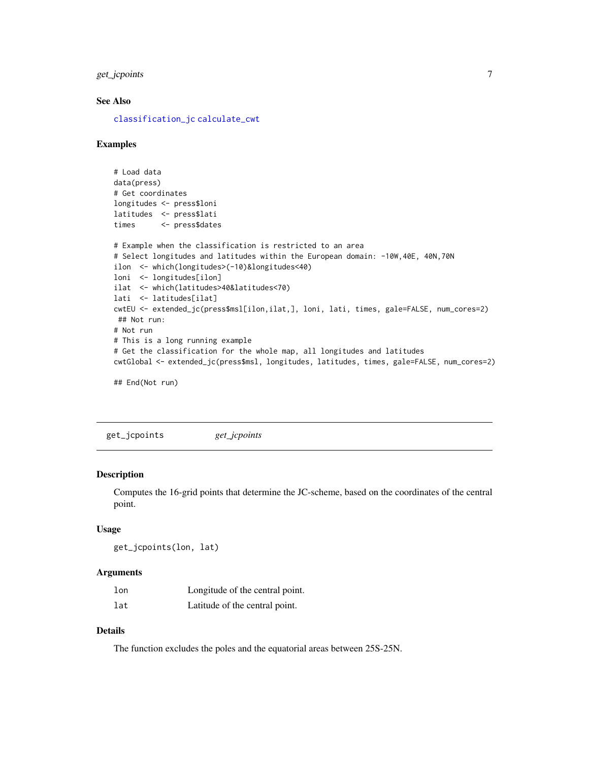### See Also

classification_jc calculate_cwt

### Examples

```
# Load data
data(press)
# Get coordinates
longitudes <- press$loni
latitudes  <- press$lati
times      <- press$dates

# Example when the classification is restricted to an area
# Select longitudes and latitudes within the European domain: -10W,40E, 40N,70N
ilon  <- which(longitudes>(-10)&longitudes<40)
loni  <- longitudes[ilon]
ilat  <- which(latitudes>40&latitudes<70)
lati  <- latitudes[ilat]
cwtEU <- extended_jc(press$msl[ilon,ilat,], loni, lati, times, gale=FALSE, num_cores=2)
 ## Not run:
# Not run
# This is a long running example
# Get the classification for the whole map, all longitudes and latitudes
cwtGlobal <- extended_jc(press$msl, longitudes, latitudes, times, gale=FALSE, num_cores=2)

## End(Not run)
```

---

## get_jcpoints &nbsp;&nbsp;&nbsp; *get_jcpoints*

### Description

Computes the 16-grid points that determine the JC-scheme, based on the coordinates of the central point.

### Usage

```
get_jcpoints(lon, lat)
```

### Arguments

| | |
|---|---|
| lon | Longitude of the central point. |
| lat | Latitude of the central point. |

### Details

The function excludes the poles and the equatorial areas between 25S-25N.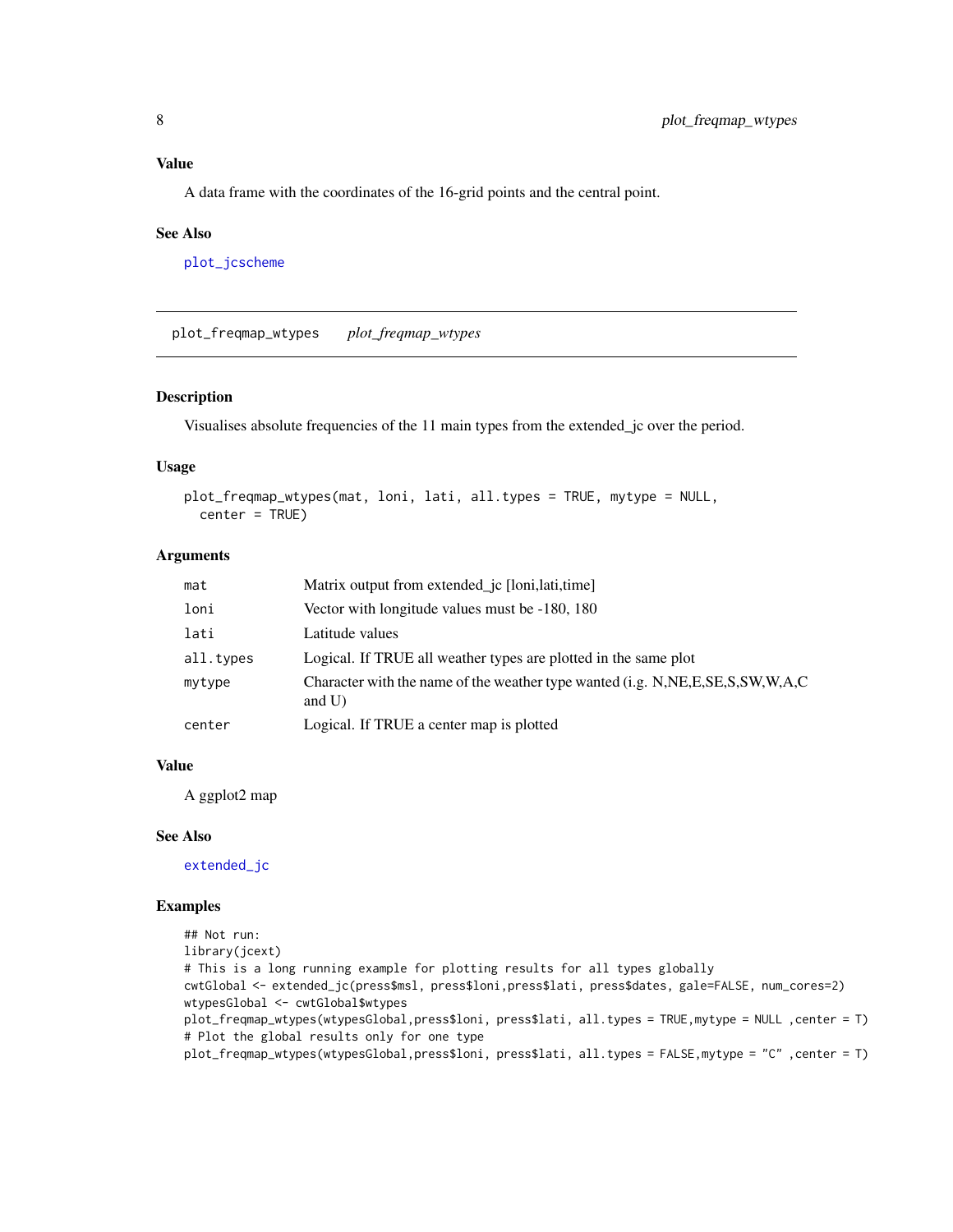### Value

A data frame with the coordinates of the 16-grid points and the central point.

### See Also

plot_jcscheme

---

## plot_freqmap_wtypes    *plot_freqmap_wtypes*

---

### Description

Visualises absolute frequencies of the 11 main types from the extended_jc over the period.

### Usage

```
plot_freqmap_wtypes(mat, loni, lati, all.types = TRUE, mytype = NULL,
  center = TRUE)
```

### Arguments

| | |
|---|---|
| mat | Matrix output from extended_jc [loni,lati,time] |
| loni | Vector with longitude values must be -180, 180 |
| lati | Latitude values |
| all.types | Logical. If TRUE all weather types are plotted in the same plot |
| mytype | Character with the name of the weather type wanted (i.g. N,NE,E,SE,S,SW,W,A,C and U) |
| center | Logical. If TRUE a center map is plotted |

### Value

A ggplot2 map

### See Also

extended_jc

### Examples

```
## Not run:
library(jcext)
# This is a long running example for plotting results for all types globally
cwtGlobal <- extended_jc(press$msl, press$loni,press$lati, press$dates, gale=FALSE, num_cores=2)
wtypesGlobal <- cwtGlobal$wtypes
plot_freqmap_wtypes(wtypesGlobal,press$loni, press$lati, all.types = TRUE,mytype = NULL ,center = T)
# Plot the global results only for one type
plot_freqmap_wtypes(wtypesGlobal,press$loni, press$lati, all.types = FALSE,mytype = "C" ,center = T)
```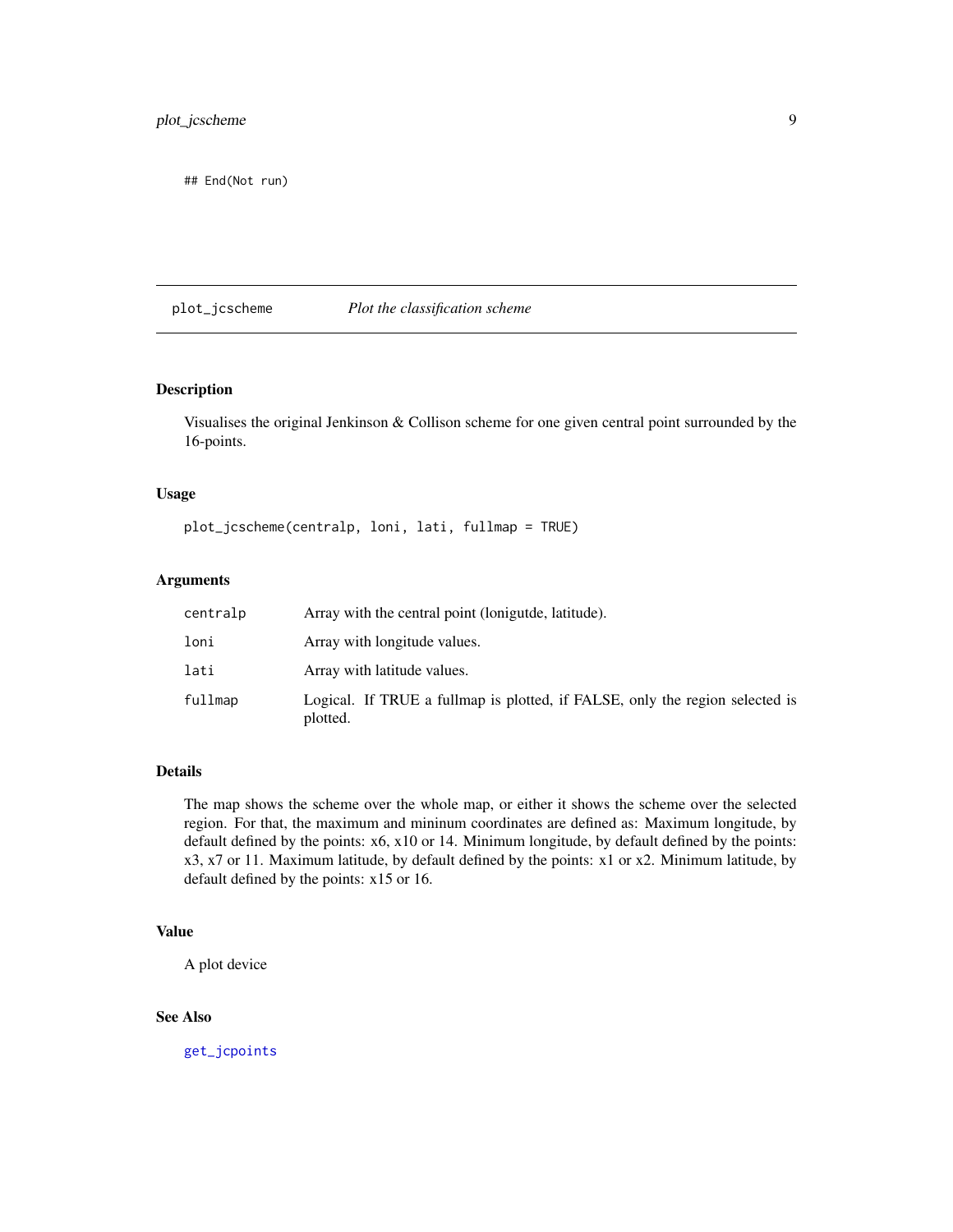```
## End(Not run)
```

---

## plot_jcscheme — *Plot the classification scheme*

---

### Description

Visualises the original Jenkinson & Collison scheme for one given central point surrounded by the 16-points.

### Usage

```
plot_jcscheme(centralp, loni, lati, fullmap = TRUE)
```

### Arguments

| | |
|---|---|
| `centralp` | Array with the central point (lonigutde, latitude). |
| `loni` | Array with longitude values. |
| `lati` | Array with latitude values. |
| `fullmap` | Logical. If TRUE a fullmap is plotted, if FALSE, only the region selected is plotted. |

### Details

The map shows the scheme over the whole map, or either it shows the scheme over the selected region. For that, the maximum and mininum coordinates are defined as: Maximum longitude, by default defined by the points: x6, x10 or 14. Minimum longitude, by default defined by the points: x3, x7 or 11. Maximum latitude, by default defined by the points: x1 or x2. Minimum latitude, by default defined by the points: x15 or 16.

### Value

A plot device

### See Also

`get_jcpoints`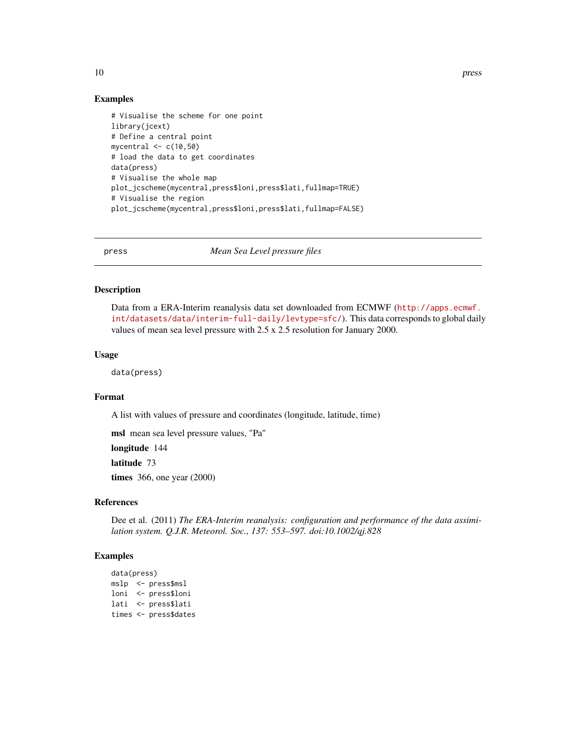## Examples

```
# Visualise the scheme for one point
library(jcext)
# Define a central point
mycentral <- c(10,50)
# load the data to get coordinates
data(press)
# Visualise the whole map
plot_jcscheme(mycentral,press$loni,press$lati,fullmap=TRUE)
# Visualise the region
plot_jcscheme(mycentral,press$loni,press$lati,fullmap=FALSE)
```

---

# press — *Mean Sea Level pressure files*

## Description

Data from a ERA-Interim reanalysis data set downloaded from ECMWF (http://apps.ecmwf.int/datasets/data/interim-full-daily/levtype=sfc/). This data corresponds to global daily values of mean sea level pressure with 2.5 x 2.5 resolution for January 2000.

## Usage

```
data(press)
```

## Format

A list with values of pressure and coordinates (longitude, latitude, time)

**msl** mean sea level pressure values, "Pa"

**longitude** 144

**latitude** 73

**times** 366, one year (2000)

## References

Dee et al. (2011) *The ERA-Interim reanalysis: configuration and performance of the data assimilation system. Q.J.R. Meteorol. Soc., 137: 553–597. doi:10.1002/qj.828*

## Examples

```
data(press)
mslp  <- press$msl
loni  <- press$loni
lati  <- press$lati
times <- press$dates
```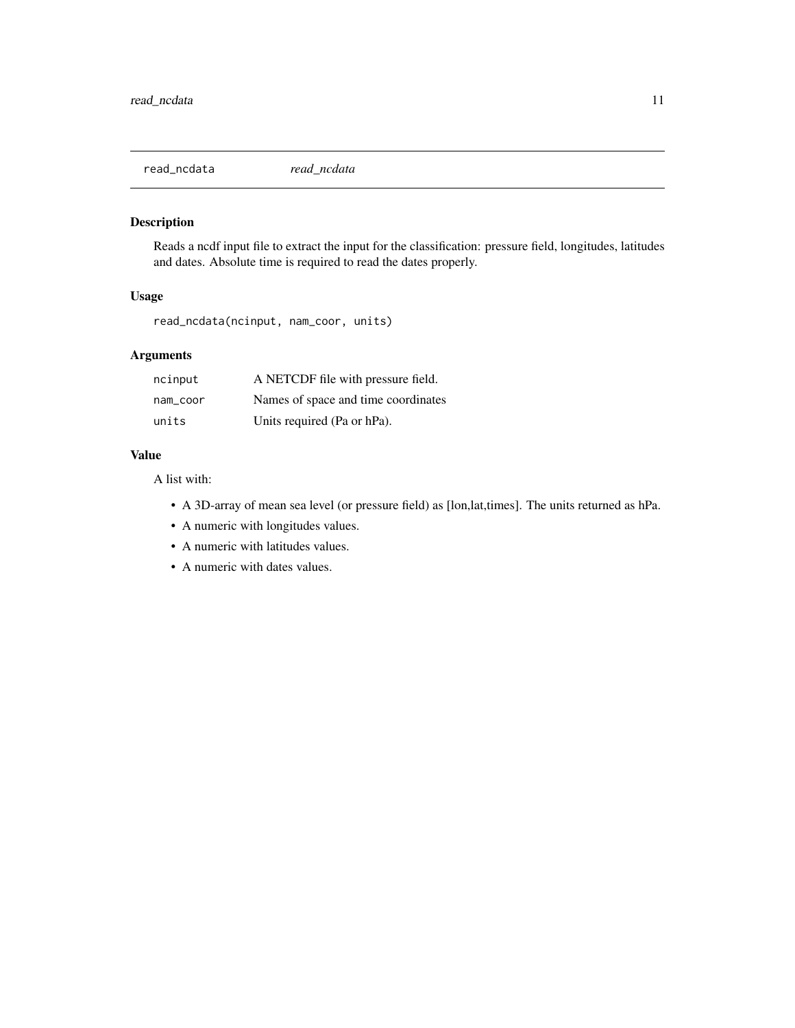## read_ncdata *read_ncdata*

### Description

Reads a ncdf input file to extract the input for the classification: pressure field, longitudes, latitudes and dates. Absolute time is required to read the dates properly.

### Usage

```
read_ncdata(ncinput, nam_coor, units)
```

### Arguments

| | |
|---|---|
| `ncinput` | A NETCDF file with pressure field. |
| `nam_coor` | Names of space and time coordinates |
| `units` | Units required (Pa or hPa). |

### Value

A list with:

- A 3D-array of mean sea level (or pressure field) as [lon,lat,times]. The units returned as hPa.
- A numeric with longitudes values.
- A numeric with latitudes values.
- A numeric with dates values.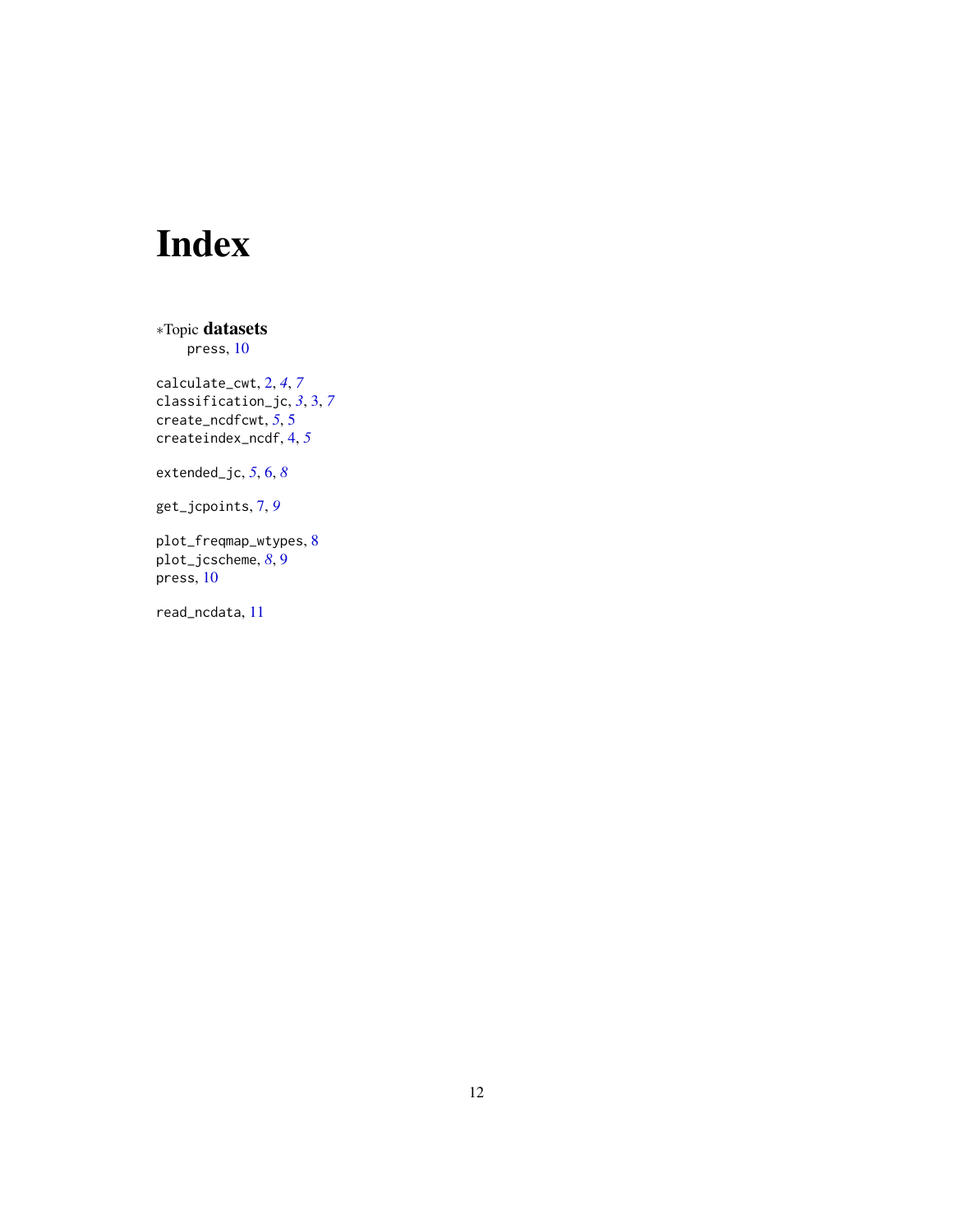# Index

∗Topic **datasets**

press, 10

calculate_cwt, 2, *4*, *7*
classification_jc, *3*, 3, *7*
create_ncdfcwt, *5*, 5
createindex_ncdf, 4, *5*

extended_jc, *5*, 6, *8*

get_jcpoints, 7, *9*

plot_freqmap_wtypes, 8
plot_jcscheme, *8*, 9
press, 10

read_ncdata, 11